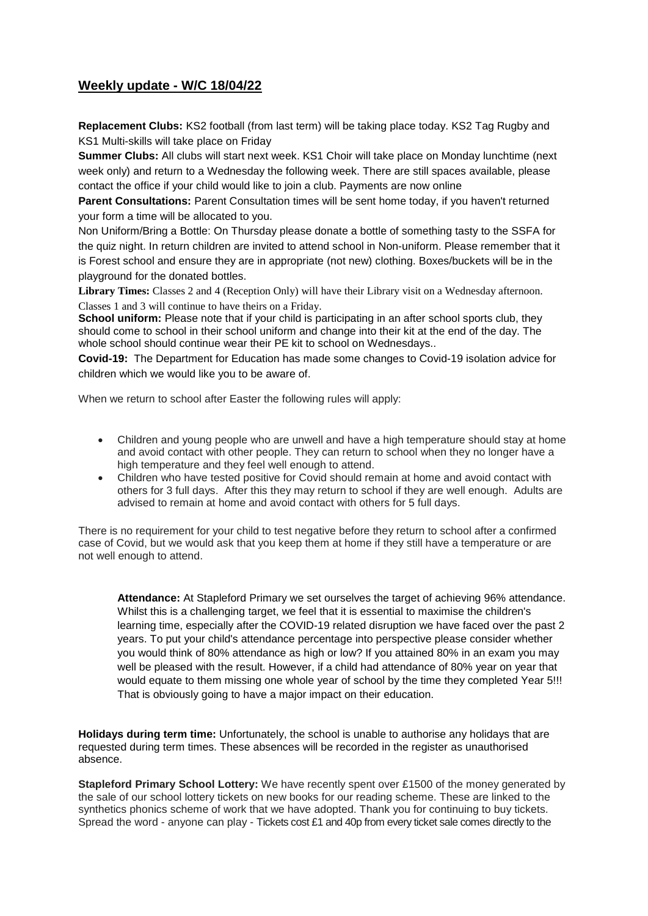## Weekly update - W/C 18/04/22

**Replacement Clubs:** KS2 football (from last term) will be taking place today. KS2 Tag Rugby and KS1 Multi-skills will take place on Friday

**Summer Clubs:** All clubs will start next week. KS1 Choir will take place on Monday lunchtime (next week only) and return to a Wednesday the following week. There are still spaces available, please contact the office if your child would like to join a club. Payments are now online

**Parent Consultations:** Parent Consultation times will be sent home today, if you haven't returned your form a time will be allocated to you.

Non Uniform/Bring a Bottle: On Thursday please donate a bottle of something tasty to the SSFA for the quiz night. In return children are invited to attend school in Non-uniform. Please remember that it is Forest school and ensure they are in appropriate (not new) clothing. Boxes/buckets will be in the playground for the donated bottles.

**Library Times:** Classes 2 and 4 (Reception Only) will have their Library visit on a Wednesday afternoon. Classes 1 and 3 will continue to have theirs on a Friday.

**School uniform:** Please note that if your child is participating in an after school sports club, they should come to school in their school uniform and change into their kit at the end of the day. The whole school should continue wear their PE kit to school on Wednesdays..

**Covid-19:** The Department for Education has made some changes to Covid-19 isolation advice for children which we would like you to be aware of.

When we return to school after Easter the following rules will apply:

- Children and young people who are unwell and have a high temperature should stay at home and avoid contact with other people. They can return to school when they no longer have a high temperature and they feel well enough to attend.
- Children who have tested positive for Covid should remain at home and avoid contact with others for 3 full days. After this they may return to school if they are well enough. Adults are advised to remain at home and avoid contact with others for 5 full days.

There is no requirement for your child to test negative before they return to school after a confirmed case of Covid, but we would ask that you keep them at home if they still have a temperature or are not well enough to attend.

> **Attendance:** At Stapleford Primary we set ourselves the target of achieving 96% attendance. Whilst this is a challenging target, we feel that it is essential to maximise the children's learning time, especially after the COVID-19 related disruption we have faced over the past 2 years. To put your child's attendance percentage into perspective please consider whether you would think of 80% attendance as high or low? If you attained 80% in an exam you may well be pleased with the result. However, if a child had attendance of 80% year on year that would equate to them missing one whole year of school by the time they completed Year 5!!! That is obviously going to have a major impact on their education.

**Holidays during term time:** Unfortunately, the school is unable to authorise any holidays that are requested during term times. These absences will be recorded in the register as unauthorised absence.

**Stapleford Primary School Lottery:** We have recently spent over £1500 of the money generated by the sale of our school lottery tickets on new books for our reading scheme. These are linked to the synthetics phonics scheme of work that we have adopted. Thank you for continuing to buy tickets. Spread the word - anyone can play - Tickets cost £1 and 40p from every ticket sale comes directly to the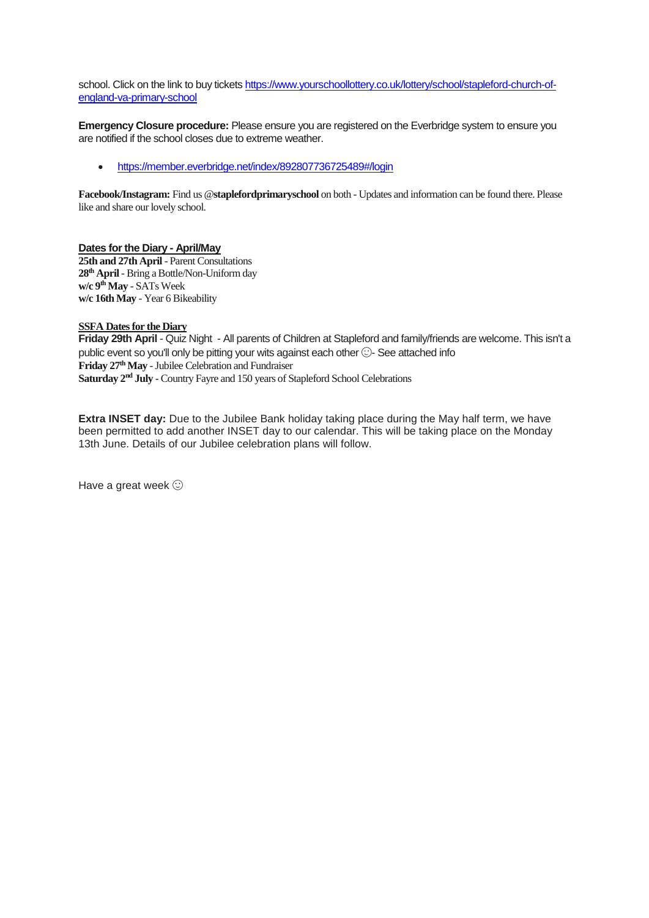school. Click on the link to buy tickets [https://www.yourschoollottery.co.uk/lottery/school/stapleford-church-of-england-va-primary-school](https://www.yourschoollottery.co.uk/lottery/school/stapleford-church-of-england-va-primary-school)

**Emergency Closure procedure:** Please ensure you are registered on the Everbridge system to ensure you are notified if the school closes due to extreme weather.

- [https://member.everbridge.net/index/892807736725489#/login](https://member.everbridge.net/index/892807736725489#/login)

**Facebook/Instagram:** Find us @**staplefordprimaryschool** on both - Updates and information can be found there. Please like and share our lovely school.

**Dates for the Diary - April/May**

**25th and 27th April** - Parent Consultations
**28th April** - Bring a Bottle/Non-Uniform day
**w/c 9th May** - SATs Week
**w/c 16th May** - Year 6 Bikeability

**SSFA Dates for the Diary**

**Friday 29th April** - Quiz Night - All parents of Children at Stapleford and family/friends are welcome. This isn't a public event so you'll only be pitting your wits against each other ☺- See attached info
**Friday 27th May** - Jubilee Celebration and Fundraiser
**Saturday 2nd July** - Country Fayre and 150 years of Stapleford School Celebrations

**Extra INSET day:** Due to the Jubilee Bank holiday taking place during the May half term, we have been permitted to add another INSET day to our calendar. This will be taking place on the Monday 13th June. Details of our Jubilee celebration plans will follow.

Have a great week ☺